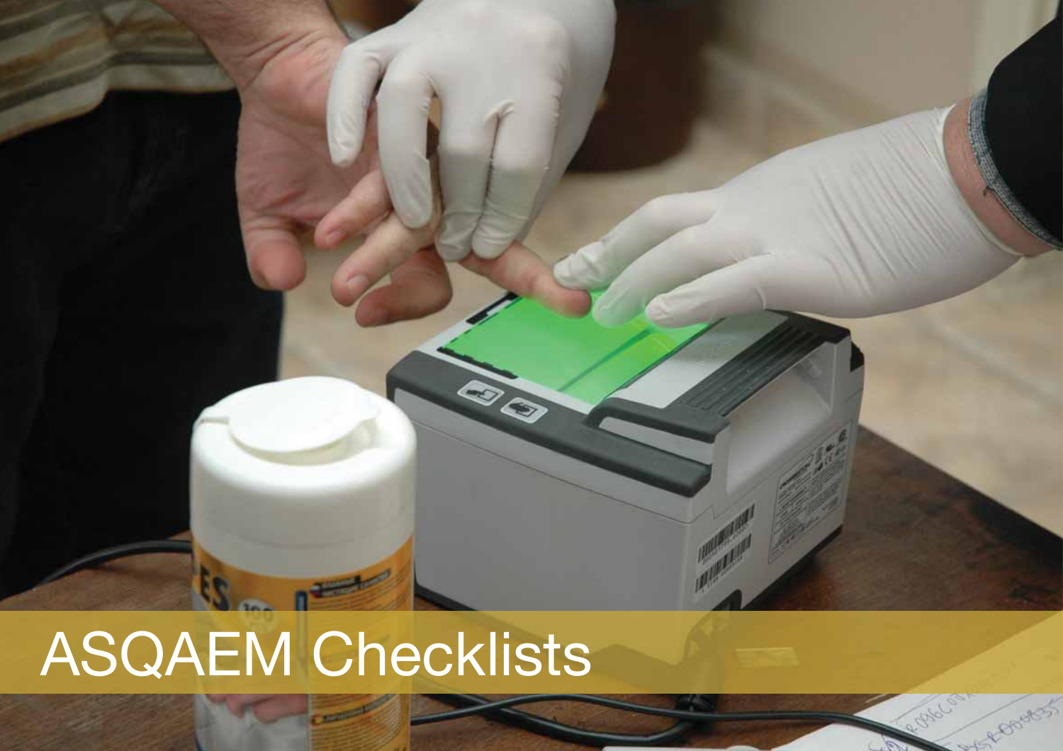# ASQAEM Checklists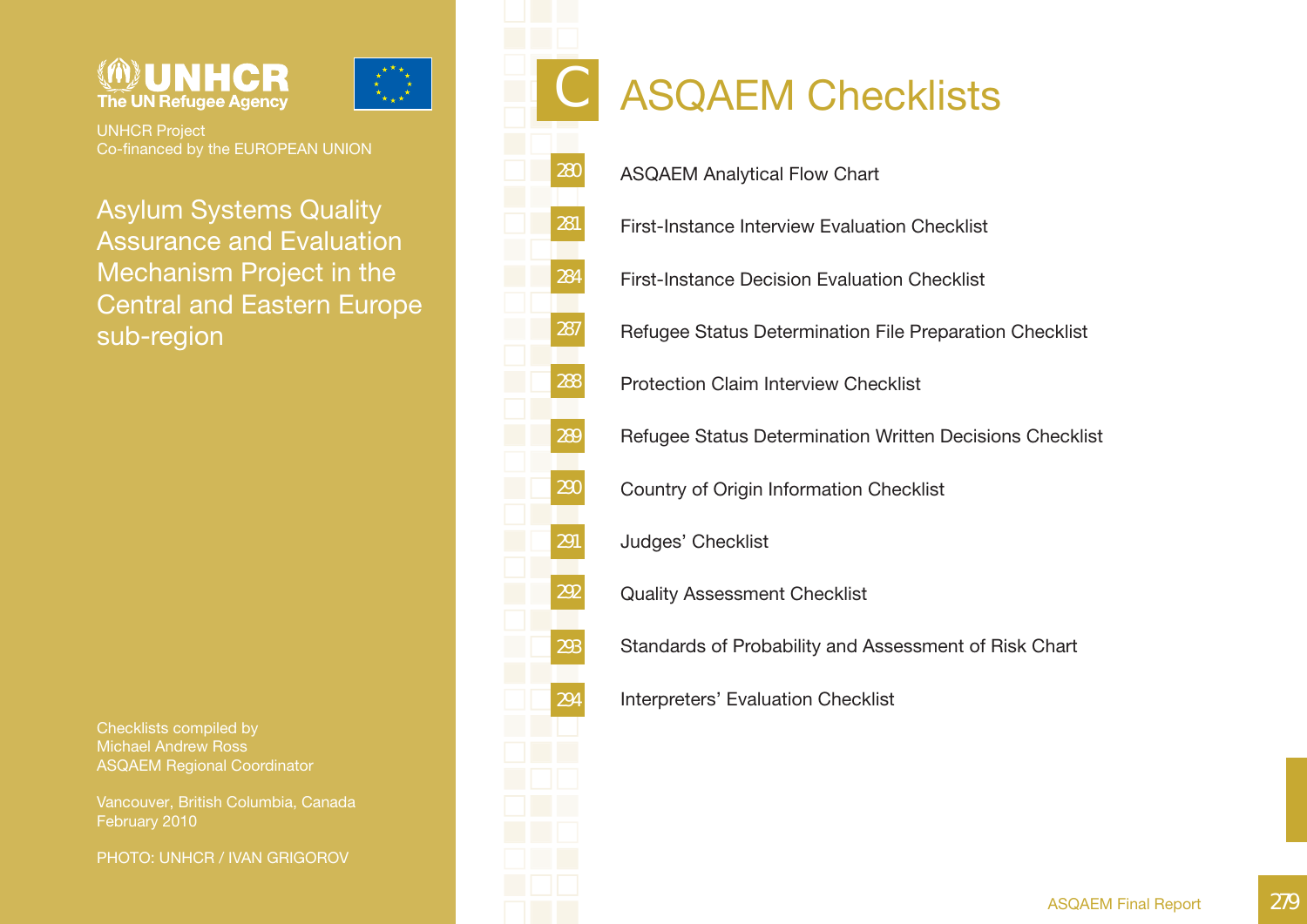UNHCR The UN Refugee Agency

UNHCR Project
Co-financed by the EUROPEAN UNION

Asylum Systems Quality Assurance and Evaluation Mechanism Project in the Central and Eastern Europe sub-region

Checklists compiled by
Michael Andrew Ross
ASQAEM Regional Coordinator

Vancouver, British Columbia, Canada
February 2010

PHOTO: UNHCR / IVAN GRIGOROV

# C ASQAEM Checklists

| Page | Title |
| --- | --- |
| 280 | ASQAEM Analytical Flow Chart |
| 281 | First-Instance Interview Evaluation Checklist |
| 284 | First-Instance Decision Evaluation Checklist |
| 287 | Refugee Status Determination File Preparation Checklist |
| 288 | Protection Claim Interview Checklist |
| 289 | Refugee Status Determination Written Decisions Checklist |
| 290 | Country of Origin Information Checklist |
| 291 | Judges' Checklist |
| 292 | Quality Assessment Checklist |
| 293 | Standards of Probability and Assessment of Risk Chart |
| 294 | Interpreters' Evaluation Checklist |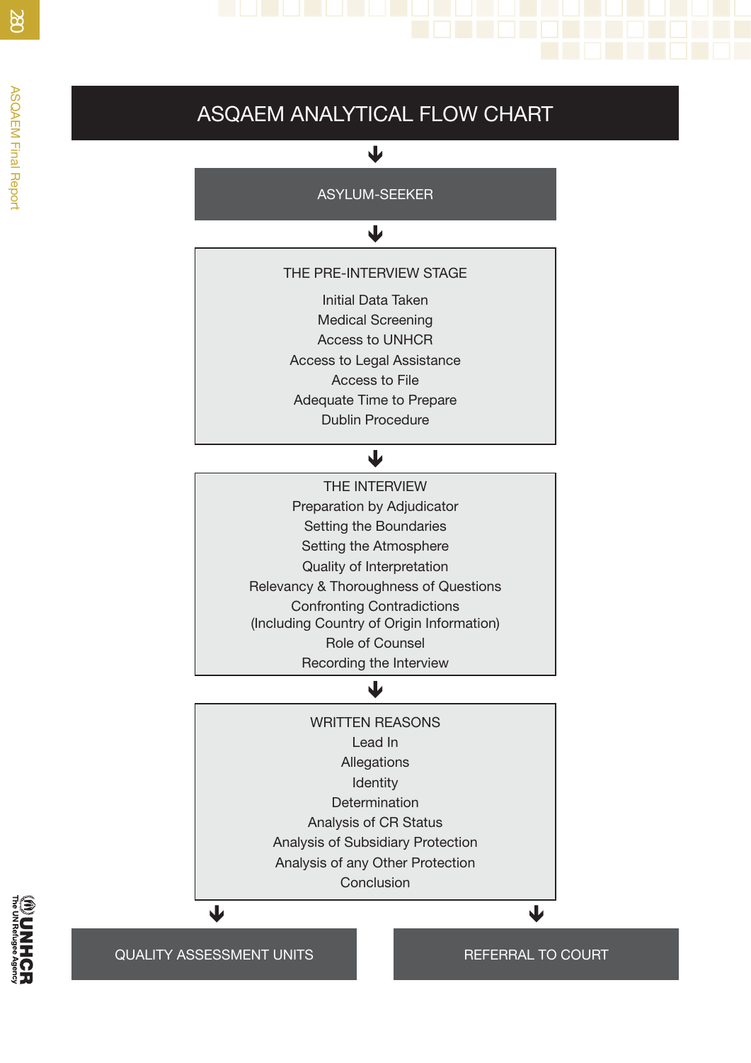# ASQAEM ANALYTICAL FLOW CHART

↓

**ASYLUM-SEEKER**

↓

**THE PRE-INTERVIEW STAGE**

- Initial Data Taken
- Medical Screening
- Access to UNHCR
- Access to Legal Assistance
- Access to File
- Adequate Time to Prepare
- Dublin Procedure

↓

**THE INTERVIEW**

- Preparation by Adjudicator
- Setting the Boundaries
- Setting the Atmosphere
- Quality of Interpretation
- Relevancy & Thoroughness of Questions
- Confronting Contradictions (Including Country of Origin Information)
- Role of Counsel
- Recording the Interview

↓

**WRITTEN REASONS**

- Lead In
- Allegations
- Identity
- Determination
- Analysis of CR Status
- Analysis of Subsidiary Protection
- Analysis of any Other Protection
- Conclusion

↓ ↓

**QUALITY ASSESSMENT UNITS** | **REFERRAL TO COURT**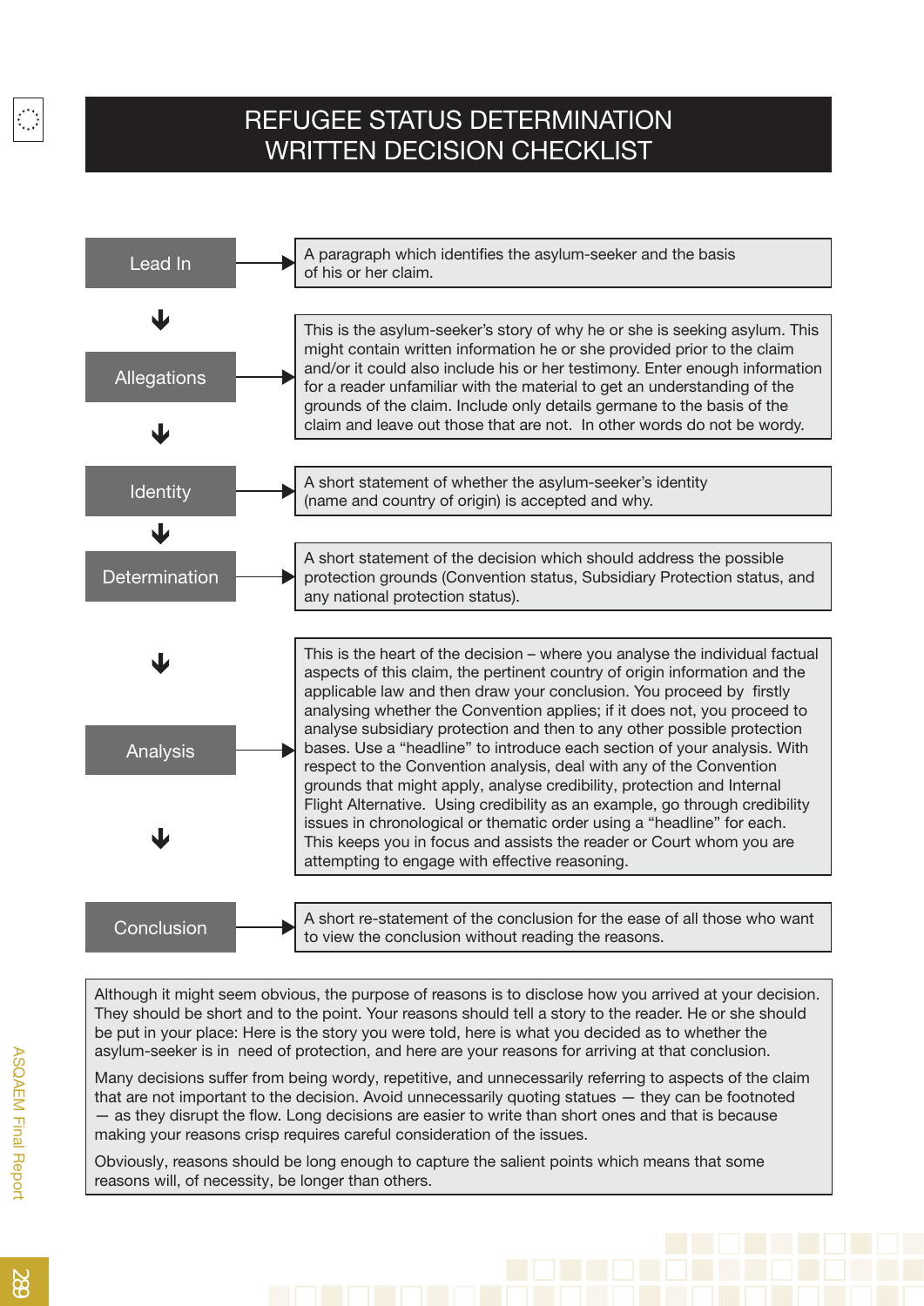# REFUGEE STATUS DETERMINATION WRITTEN DECISION CHECKLIST

| Section | Description |
| --- | --- |
| Lead In | A paragraph which identifies the asylum-seeker and the basis of his or her claim. |
| Allegations | This is the asylum-seeker's story of why he or she is seeking asylum. This might contain written information he or she provided prior to the claim and/or it could also include his or her testimony. Enter enough information for a reader unfamiliar with the material to get an understanding of the grounds of the claim. Include only details germane to the basis of the claim and leave out those that are not. In other words do not be wordy. |
| Identity | A short statement of whether the asylum-seeker's identity (name and country of origin) is accepted and why. |
| Determination | A short statement of the decision which should address the possible protection grounds (Convention status, Subsidiary Protection status, and any national protection status). |
| Analysis | This is the heart of the decision – where you analyse the individual factual aspects of this claim, the pertinent country of origin information and the applicable law and then draw your conclusion. You proceed by firstly analysing whether the Convention applies; if it does not, you proceed to analyse subsidiary protection and then to any other possible protection bases. Use a "headline" to introduce each section of your analysis. With respect to the Convention analysis, deal with any of the Convention grounds that might apply, analyse credibility, protection and Internal Flight Alternative. Using credibility as an example, go through credibility issues in chronological or thematic order using a "headline" for each. This keeps you in focus and assists the reader or Court whom you are attempting to engage with effective reasoning. |
| Conclusion | A short re-statement of the conclusion for the ease of all those who want to view the conclusion without reading the reasons. |

Although it might seem obvious, the purpose of reasons is to disclose how you arrived at your decision. They should be short and to the point. Your reasons should tell a story to the reader. He or she should be put in your place: Here is the story you were told, here is what you decided as to whether the asylum-seeker is in need of protection, and here are your reasons for arriving at that conclusion.

Many decisions suffer from being wordy, repetitive, and unnecessarily referring to aspects of the claim that are not important to the decision. Avoid unnecessarily quoting statues — they can be footnoted — as they disrupt the flow. Long decisions are easier to write than short ones and that is because making your reasons crisp requires careful consideration of the issues.

Obviously, reasons should be long enough to capture the salient points which means that some reasons will, of necessity, be longer than others.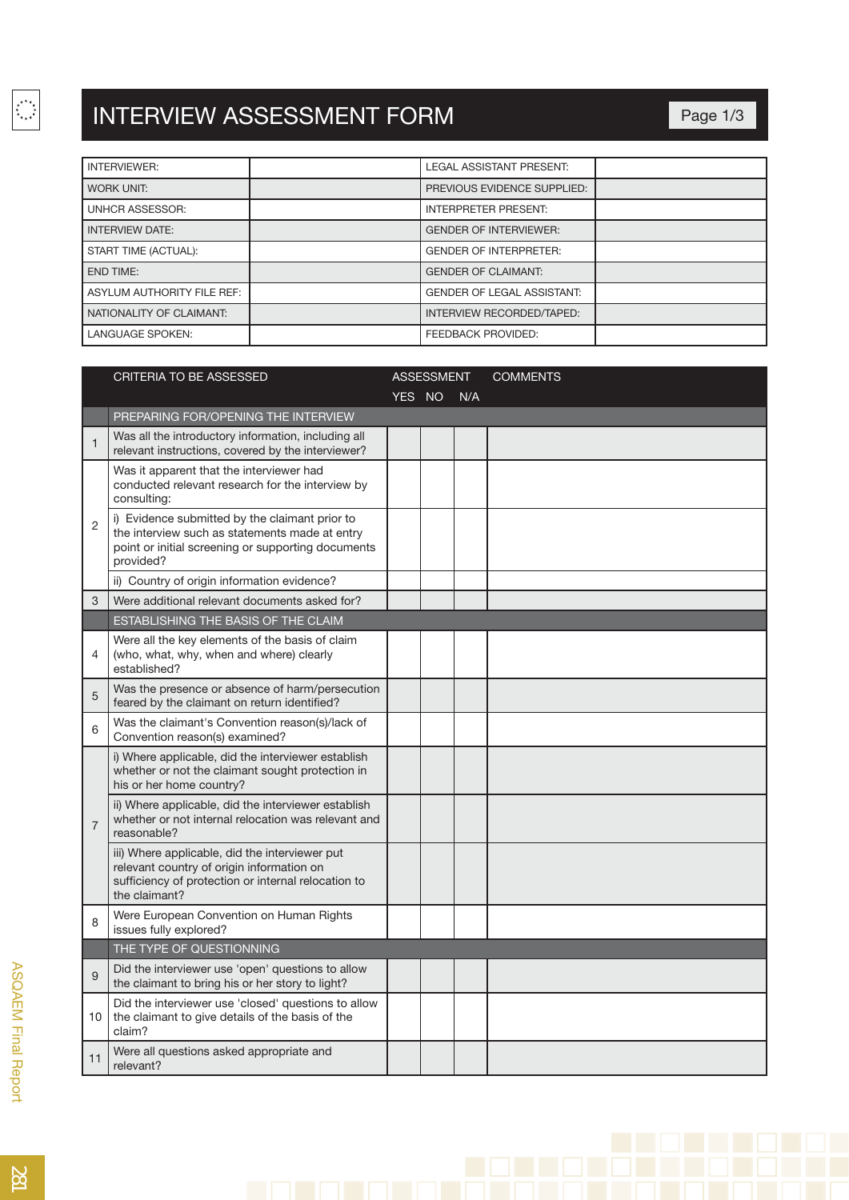# INTERVIEW ASSESSMENT FORM

Page 1/3

| | | | |
|---|---|---|---|
| INTERVIEWER: | | LEGAL ASSISTANT PRESENT: | |
| WORK UNIT: | | PREVIOUS EVIDENCE SUPPLIED: | |
| UNHCR ASSESSOR: | | INTERPRETER PRESENT: | |
| INTERVIEW DATE: | | GENDER OF INTERVIEWER: | |
| START TIME (ACTUAL): | | GENDER OF INTERPRETER: | |
| END TIME: | | GENDER OF CLAIMANT: | |
| ASYLUM AUTHORITY FILE REF: | | GENDER OF LEGAL ASSISTANT: | |
| NATIONALITY OF CLAIMANT: | | INTERVIEW RECORDED/TAPED: | |
| LANGUAGE SPOKEN: | | FEEDBACK PROVIDED: | |

| | CRITERIA TO BE ASSESSED | ASSESSMENT | | | COMMENTS |
|---|---|---|---|---|---|
| | | YES | NO | N/A | |
| | **PREPARING FOR/OPENING THE INTERVIEW** | | | | |
| 1 | Was all the introductory information, including all relevant instructions, covered by the interviewer? | | | | |
| 2 | Was it apparent that the interviewer had conducted relevant research for the interview by consulting: | | | | |
| | i) Evidence submitted by the claimant prior to the interview such as statements made at entry point or initial screening or supporting documents provided? | | | | |
| | ii) Country of origin information evidence? | | | | |
| 3 | Were additional relevant documents asked for? | | | | |
| | **ESTABLISHING THE BASIS OF THE CLAIM** | | | | |
| 4 | Were all the key elements of the basis of claim (who, what, why, when and where) clearly established? | | | | |
| 5 | Was the presence or absence of harm/persecution feared by the claimant on return identified? | | | | |
| 6 | Was the claimant's Convention reason(s)/lack of Convention reason(s) examined? | | | | |
| 7 | i) Where applicable, did the interviewer establish whether or not the claimant sought protection in his or her home country? | | | | |
| | ii) Where applicable, did the interviewer establish whether or not internal relocation was relevant and reasonable? | | | | |
| | iii) Where applicable, did the interviewer put relevant country of origin information on sufficiency of protection or internal relocation to the claimant? | | | | |
| 8 | Were European Convention on Human Rights issues fully explored? | | | | |
| | **THE TYPE OF QUESTIONNING** | | | | |
| 9 | Did the interviewer use 'open' questions to allow the claimant to bring his or her story to light? | | | | |
| 10 | Did the interviewer use 'closed' questions to allow the claimant to give details of the basis of the claim? | | | | |
| 11 | Were all questions asked appropriate and relevant? | | | | |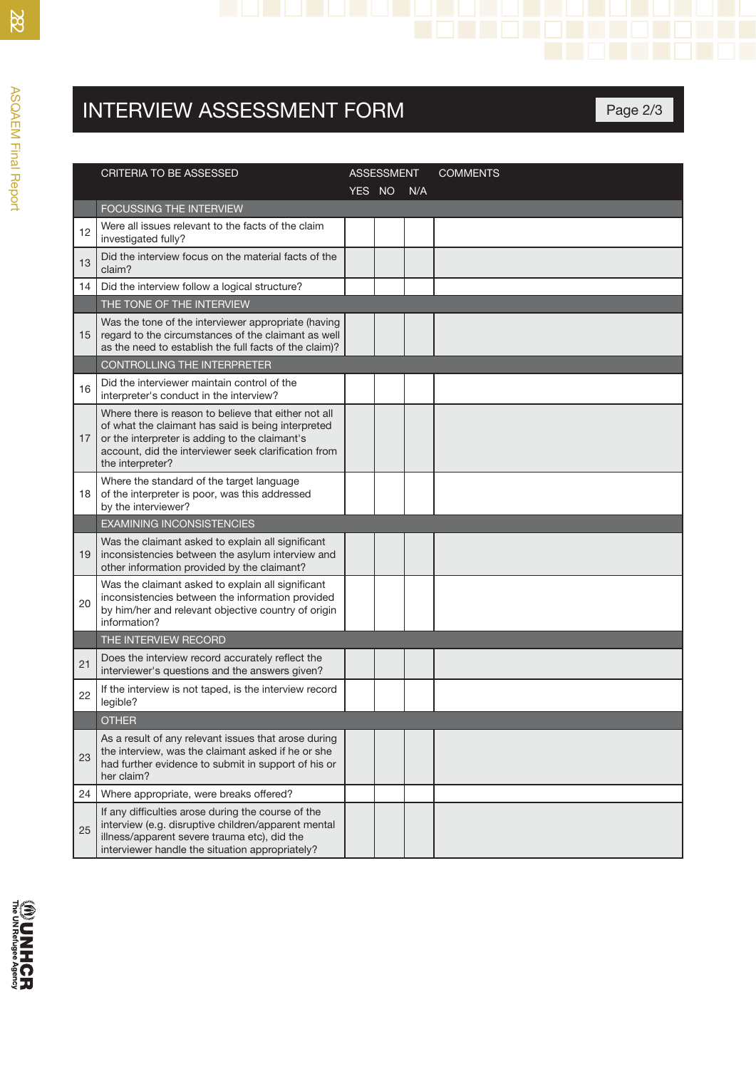# INTERVIEW ASSESSMENT FORM

Page 2/3

| | CRITERIA TO BE ASSESSED | ASSESSMENT YES | NO | N/A | COMMENTS |
|---|---|---|---|---|---|
| | FOCUSSING THE INTERVIEW | | | | |
| 12 | Were all issues relevant to the facts of the claim investigated fully? | | | | |
| 13 | Did the interview focus on the material facts of the claim? | | | | |
| 14 | Did the interview follow a logical structure? | | | | |
| | THE TONE OF THE INTERVIEW | | | | |
| 15 | Was the tone of the interviewer appropriate (having regard to the circumstances of the claimant as well as the need to establish the full facts of the claim)? | | | | |
| | CONTROLLING THE INTERPRETER | | | | |
| 16 | Did the interviewer maintain control of the interpreter's conduct in the interview? | | | | |
| 17 | Where there is reason to believe that either not all of what the claimant has said is being interpreted or the interpreter is adding to the claimant's account, did the interviewer seek clarification from the interpreter? | | | | |
| 18 | Where the standard of the target language of the interpreter is poor, was this addressed by the interviewer? | | | | |
| | EXAMINING INCONSISTENCIES | | | | |
| 19 | Was the claimant asked to explain all significant inconsistencies between the asylum interview and other information provided by the claimant? | | | | |
| 20 | Was the claimant asked to explain all significant inconsistencies between the information provided by him/her and relevant objective country of origin information? | | | | |
| | THE INTERVIEW RECORD | | | | |
| 21 | Does the interview record accurately reflect the interviewer's questions and the answers given? | | | | |
| 22 | If the interview is not taped, is the interview record legible? | | | | |
| | OTHER | | | | |
| 23 | As a result of any relevant issues that arose during the interview, was the claimant asked if he or she had further evidence to submit in support of his or her claim? | | | | |
| 24 | Where appropriate, were breaks offered? | | | | |
| 25 | If any difficulties arose during the course of the interview (e.g. disruptive children/apparent mental illness/apparent severe trauma etc), did the interviewer handle the situation appropriately? | | | | |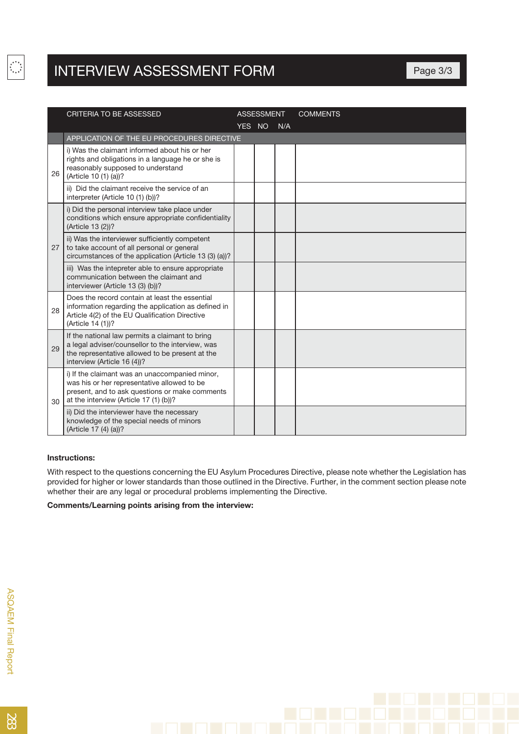# INTERVIEW ASSESSMENT FORM

Page 3/3

| | CRITERIA TO BE ASSESSED | ASSESSMENT | | | COMMENTS |
|---|---|---|---|---|---|
| | | YES | NO | N/A | |
| | APPLICATION OF THE EU PROCEDURES DIRECTIVE | | | | |
| 26 | i) Was the claimant informed about his or her rights and obligations in a language he or she is reasonably supposed to understand (Article 10 (1) (a))? | | | | |
| | ii) Did the claimant receive the service of an interpreter (Article 10 (1) (b))? | | | | |
| 27 | i) Did the personal interview take place under conditions which ensure appropriate confidentiality (Article 13 (2))? | | | | |
| | ii) Was the interviewer sufficiently competent to take account of all personal or general circumstances of the application (Article 13 (3) (a))? | | | | |
| | iii) Was the intepreter able to ensure appropriate communication between the claimant and interviewer (Article 13 (3) (b))? | | | | |
| 28 | Does the record contain at least the essential information regarding the application as defined in Article 4(2) of the EU Qualification Directive (Article 14 (1))? | | | | |
| 29 | If the national law permits a claimant to bring a legal adviser/counsellor to the interview, was the representative allowed to be present at the interview (Article 16 (4))? | | | | |
| 30 | i) If the claimant was an unaccompanied minor, was his or her representative allowed to be present, and to ask questions or make comments at the interview (Article 17 (1) (b))? | | | | |
| | ii) Did the interviewer have the necessary knowledge of the special needs of minors (Article 17 (4) (a))? | | | | |

**Instructions:**

With respect to the questions concerning the EU Asylum Procedures Directive, please note whether the Legislation has provided for higher or lower standards than those outlined in the Directive. Further, in the comment section please note whether their are any legal or procedural problems implementing the Directive.

**Comments/Learning points arising from the interview:**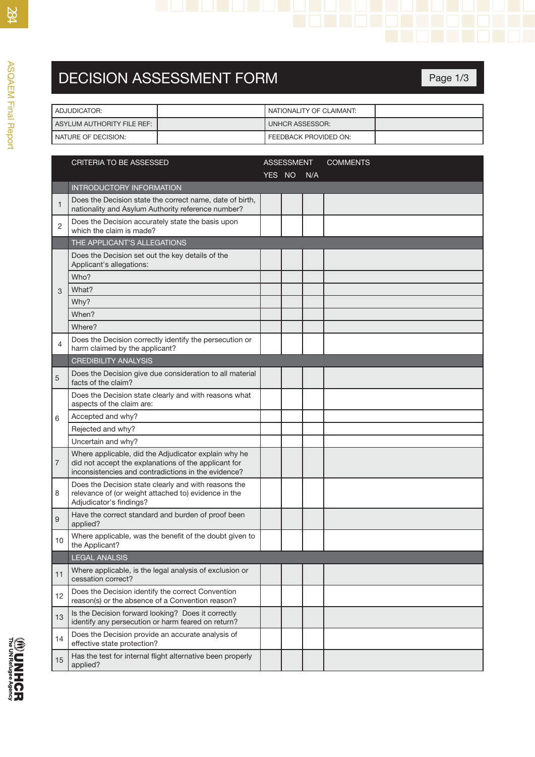# DECISION ASSESSMENT FORM

Page 1/3

| ADJUDICATOR: | | NATIONALITY OF CLAIMANT: | |
|---|---|---|---|
| ASYLUM AUTHORITY FILE REF: | | UNHCR ASSESSOR: | |
| NATURE OF DECISION: | | FEEDBACK PROVIDED ON: | |

| | CRITERIA TO BE ASSESSED | ASSESSMENT YES | NO | N/A | COMMENTS |
|---|---|---|---|---|---|
| | INTRODUCTORY INFORMATION | | | | |
| 1 | Does the Decision state the correct name, date of birth, nationality and Asylum Authority reference number? | | | | |
| 2 | Does the Decision accurately state the basis upon which the claim is made? | | | | |
| | THE APPLICANT'S ALLEGATIONS | | | | |
| 3 | Does the Decision set out the key details of the Applicant's allegations: | | | | |
| | Who? | | | | |
| | What? | | | | |
| | Why? | | | | |
| | When? | | | | |
| | Where? | | | | |
| 4 | Does the Decision correctly identify the persecution or harm claimed by the applicant? | | | | |
| | CREDIBILITY ANALYSIS | | | | |
| 5 | Does the Decision give due consideration to all material facts of the claim? | | | | |
| 6 | Does the Decision state clearly and with reasons what aspects of the claim are: | | | | |
| | Accepted and why? | | | | |
| | Rejected and why? | | | | |
| | Uncertain and why? | | | | |
| 7 | Where applicable, did the Adjudicator explain why he did not accept the explanations of the applicant for inconsistencies and contradictions in the evidence? | | | | |
| 8 | Does the Decision state clearly and with reasons the relevance of (or weight attached to) evidence in the Adjudicator's findings? | | | | |
| 9 | Have the correct standard and burden of proof been applied? | | | | |
| 10 | Where applicable, was the benefit of the doubt given to the Applicant? | | | | |
| | LEGAL ANALSIS | | | | |
| 11 | Where applicable, is the legal analysis of exclusion or cessation correct? | | | | |
| 12 | Does the Decision identify the correct Convention reason(s) or the absence of a Convention reason? | | | | |
| 13 | Is the Decision forward looking? Does it correctly identify any persecution or harm feared on return? | | | | |
| 14 | Does the Decision provide an accurate analysis of effective state protection? | | | | |
| 15 | Has the test for internal flight alternative been properly applied? | | | | |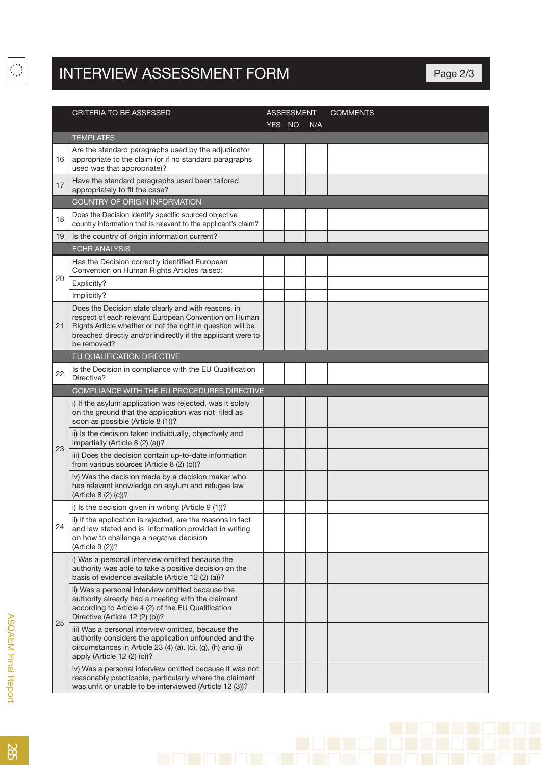# INTERVIEW ASSESSMENT FORM

Page 2/3

| | CRITERIA TO BE ASSESSED | ASSESSMENT YES | NO | N/A | COMMENTS |
|---|---|---|---|---|---|
| | **TEMPLATES** | | | | |
| 16 | Are the standard paragraphs used by the adjudicator appropriate to the claim (or if no standard paragraphs used was that appropriate)? | | | | |
| 17 | Have the standard paragraphs used been tailored appropriately to fit the case? | | | | |
| | **COUNTRY OF ORIGIN INFORMATION** | | | | |
| 18 | Does the Decision identify specific sourced objective country information that is relevant to the applicant's claim? | | | | |
| 19 | Is the country of origin information current? | | | | |
| | **ECHR ANALYSIS** | | | | |
| 20 | Has the Decision correctly identified European Convention on Human Rights Articles raised: | | | | |
| | Explicitly? | | | | |
| | Implicitly? | | | | |
| 21 | Does the Decision state clearly and with reasons, in respect of each relevant European Convention on Human Rights Article whether or not the right in question will be breached directly and/or indirectly if the applicant were to be removed? | | | | |
| | **EU QUALIFICATION DIRECTIVE** | | | | |
| 22 | Is the Decision in compliance with the EU Qualification Directive? | | | | |
| | **COMPLIANCE WITH THE EU PROCEDURES DIRECTIVE** | | | | |
| 23 | i) If the asylum application was rejected, was it solely on the ground that the application was not filed as soon as possible (Article 8 (1))? | | | | |
| | ii) Is the decision taken individually, objectively and impartially (Article 8 (2) (a))? | | | | |
| | iii) Does the decision contain up-to-date information from various sources (Article 8 (2) (b))? | | | | |
| | iv) Was the decision made by a decision maker who has relevant knowledge on asylum and refugee law (Article 8 (2) (c))? | | | | |
| 24 | i) Is the decision given in writing (Article 9 (1))? | | | | |
| | ii) If the application is rejected, are the reasons in fact and law stated and is information provided in writing on how to challenge a negative decision (Article 9 (2))? | | | | |
| 25 | i) Was a personal interview omitted because the authority was able to take a positive decision on the basis of evidence available (Article 12 (2) (a))? | | | | |
| | ii) Was a personal interview omitted because the authority already had a meeting with the claimant according to Article 4 (2) of the EU Qualification Directive (Article 12 (2) (b))? | | | | |
| | iii) Was a personal interview omitted, because the authority considers the application unfounded and the circumstances in Article 23 (4) (a), (c), (g), (h) and (j) apply (Article 12 (2) (c))? | | | | |
| | iv) Was a personal interview omitted because it was not reasonably practicable, particularly where the claimant was unfit or unable to be interviewed (Article 12 (3))? | | | | |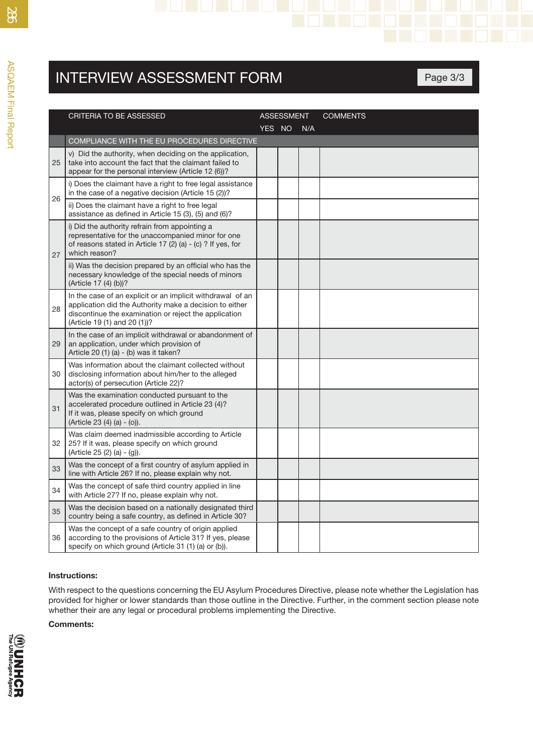# INTERVIEW ASSESSMENT FORM

Page 3/3

| | CRITERIA TO BE ASSESSED | ASSESSMENT YES | NO | N/A | COMMENTS |
|---|---|---|---|---|---|
| | COMPLIANCE WITH THE EU PROCEDURES DIRECTIVE | | | | |
| 25 | v) Did the authority, when deciding on the application, take into account the fact that the claimant failed to appear for the personal interview (Article 12 (6))? | | | | |
| 26 | i) Does the claimant have a right to free legal assistance in the case of a negative decision (Article 15 (2))? | | | | |
| | ii) Does the claimant have a right to free legal assistance as defined in Article 15 (3), (5) and (6)? | | | | |
| 27 | i) Did the authority refrain from appointing a representative for the unaccompanied minor for one of reasons stated in Article 17 (2) (a) - (c) ? If yes, for which reason? | | | | |
| | ii) Was the decision prepared by an official who has the necessary knowledge of the special needs of minors (Article 17 (4) (b))? | | | | |
| 28 | In the case of an explicit or an implicit withdrawal of an application did the Authority make a decision to either discontinue the examination or reject the application (Article 19 (1) and 20 (1))? | | | | |
| 29 | In the case of an implicit withdrawal or abandonment of an application, under which provision of Article 20 (1) (a) - (b) was it taken? | | | | |
| 30 | Was information about the claimant collected without disclosing information about him/her to the alleged actor(s) of persecution (Article 22)? | | | | |
| 31 | Was the examination conducted pursuant to the accelerated procedure outlined in Article 23 (4)? If it was, please specify on which ground (Article 23 (4) (a) - (o)). | | | | |
| 32 | Was claim deemed inadmissible according to Article 25? If it was, please specify on which ground (Article 25 (2) (a) - (g)). | | | | |
| 33 | Was the concept of a first country of asylum applied in line with Article 26? If no, please explain why not. | | | | |
| 34 | Was the concept of safe third country applied in line with Article 27? If no, please explain why not. | | | | |
| 35 | Was the decision based on a nationally designated third country being a safe country, as defined in Article 30? | | | | |
| 36 | Was the concept of a safe country of origin applied according to the provisions of Article 31? If yes, please specify on which ground (Article 31 (1) (a) or (b)). | | | | |

**Instructions:**

With respect to the questions concerning the EU Asylum Procedures Directive, please note whether the Legislation has provided for higher or lower standards than those outline in the Directive. Further, in the comment section please note whether their are any legal or procedural problems implementing the Directive.

**Comments:**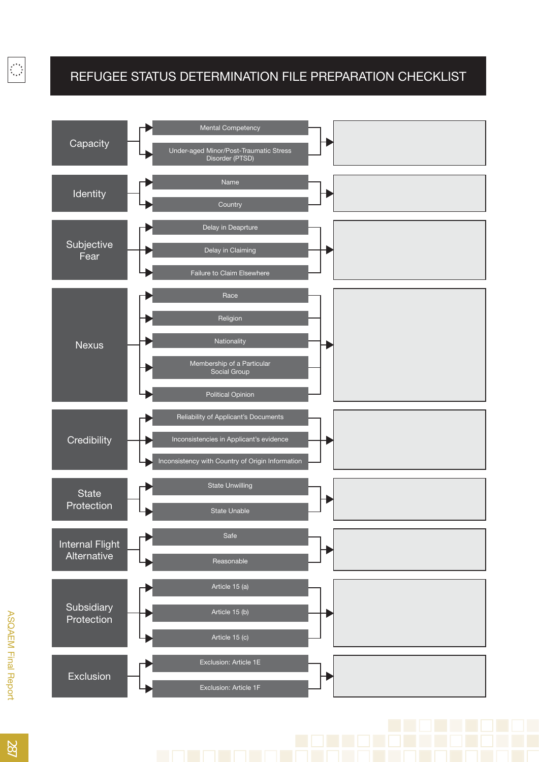# REFUGEE STATUS DETERMINATION FILE PREPARATION CHECKLIST

| Category | Elements | Notes |
|---|---|---|
| Capacity | Mental Competency<br>Under-aged Minor/Post-Traumatic Stress Disorder (PTSD) | |
| Identity | Name<br>Country | |
| Subjective Fear | Delay in Deaprture<br>Delay in Claiming<br>Failure to Claim Elsewhere | |
| Nexus | Race<br>Religion<br>Nationality<br>Membership of a Particular Social Group<br>Political Opinion | |
| Credibility | Reliability of Applicant's Documents<br>Inconsistencies in Applicant's evidence<br>Inconsistency with Country of Origin Information | |
| State Protection | State Unwilling<br>State Unable | |
| Internal Flight Alternative | Safe<br>Reasonable | |
| Subsidiary Protection | Article 15 (a)<br>Article 15 (b)<br>Article 15 (c) | |
| Exclusion | Exclusion: Article 1E<br>Exclusion: Article 1F | |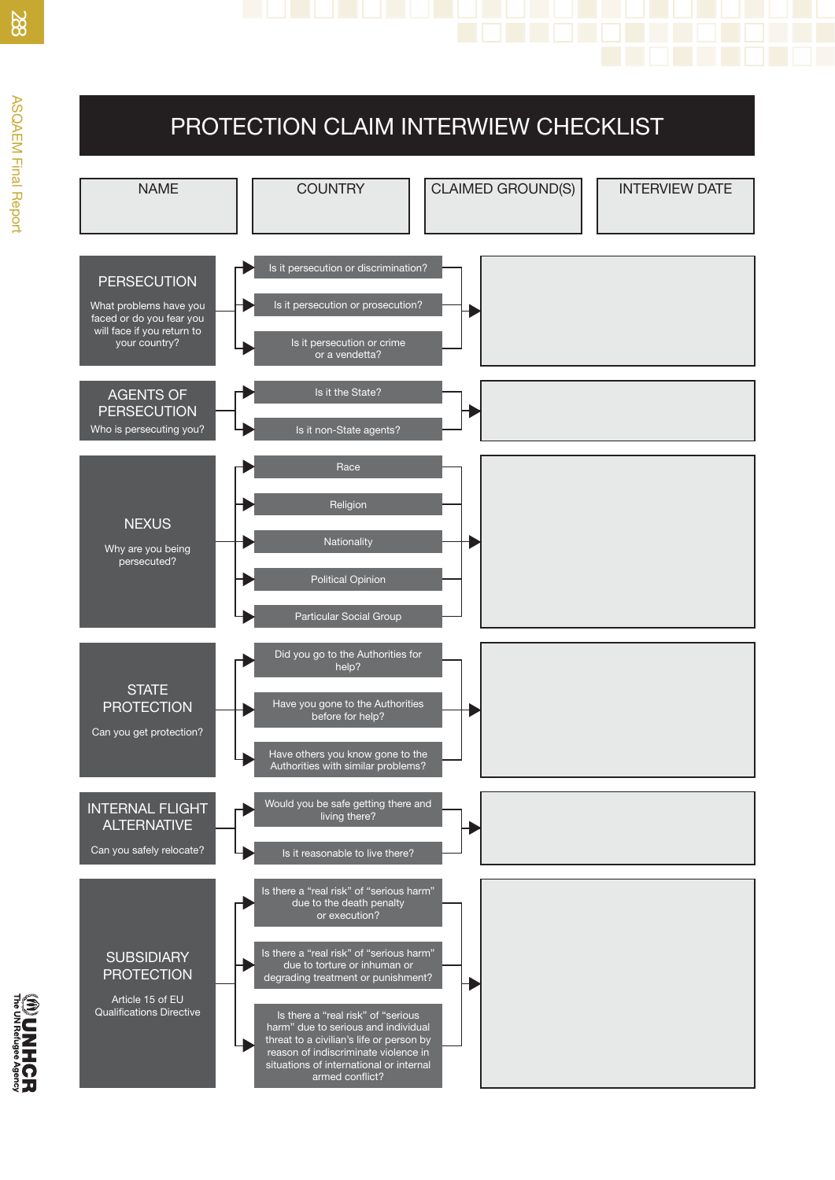# PROTECTION CLAIM INTERWIEW CHECKLIST

| NAME | COUNTRY | CLAIMED GROUND(S) | INTERVIEW DATE |
|---|---|---|---|
| | | | |

## PERSECUTION

What problems have you faced or do you fear you will face if you return to your country?

- Is it persecution or discrimination?
- Is it persecution or prosecution?
- Is it persecution or crime or a vendetta?

## AGENTS OF PERSECUTION

Who is persecuting you?

- Is it the State?
- Is it non-State agents?

## NEXUS

Why are you being persecuted?

- Race
- Religion
- Nationality
- Political Opinion
- Particular Social Group

## STATE PROTECTION

Can you get protection?

- Did you go to the Authorities for help?
- Have you gone to the Authorities before for help?
- Have others you know gone to the Authorities with similar problems?

## INTERNAL FLIGHT ALTERNATIVE

Can you safely relocate?

- Would you be safe getting there and living there?
- Is it reasonable to live there?

## SUBSIDIARY PROTECTION

Article 15 of EU Qualifications Directive

- Is there a "real risk" of "serious harm" due to the death penalty or execution?
- Is there a "real risk" of "serious harm" due to torture or inhuman or degrading treatment or punishment?
- Is there a "real risk" of "serious harm" due to serious and individual threat to a civilian's life or person by reason of indiscriminate violence in situations of international or internal armed conflict?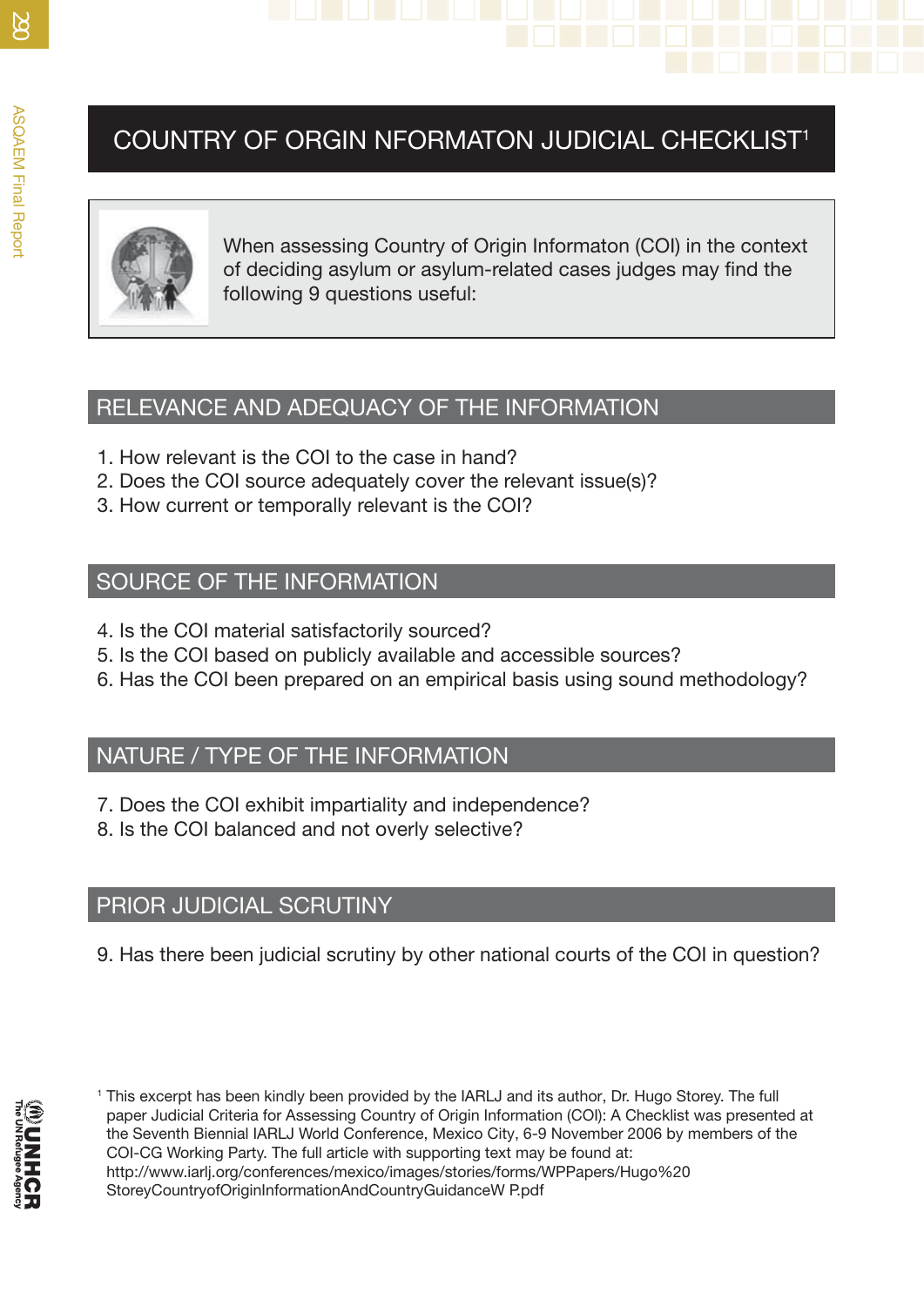# COUNTRY OF ORGIN NFORMATON JUDICIAL CHECKLIST[1]

When assessing Country of Origin Informaton (COI) in the context of deciding asylum or asylum-related cases judges may find the following 9 questions useful:

## RELEVANCE AND ADEQUACY OF THE INFORMATION

1. How relevant is the COI to the case in hand?
2. Does the COI source adequately cover the relevant issue(s)?
3. How current or temporally relevant is the COI?

## SOURCE OF THE INFORMATION

4. Is the COI material satisfactorily sourced?
5. Is the COI based on publicly available and accessible sources?
6. Has the COI been prepared on an empirical basis using sound methodology?

## NATURE / TYPE OF THE INFORMATION

7. Does the COI exhibit impartiality and independence?
8. Is the COI balanced and not overly selective?

## PRIOR JUDICIAL SCRUTINY

9. Has there been judicial scrutiny by other national courts of the COI in question?

[1] This excerpt has been kindly been provided by the IARLJ and its author, Dr. Hugo Storey. The full paper Judicial Criteria for Assessing Country of Origin Information (COI): A Checklist was presented at the Seventh Biennial IARLJ World Conference, Mexico City, 6-9 November 2006 by members of the COI-CG Working Party. The full article with supporting text may be found at: http://www.iarlj.org/conferences/mexico/images/stories/forms/WPPapers/Hugo%20 StoreyCountryofOriginInformationAndCountryGuidanceW P.pdf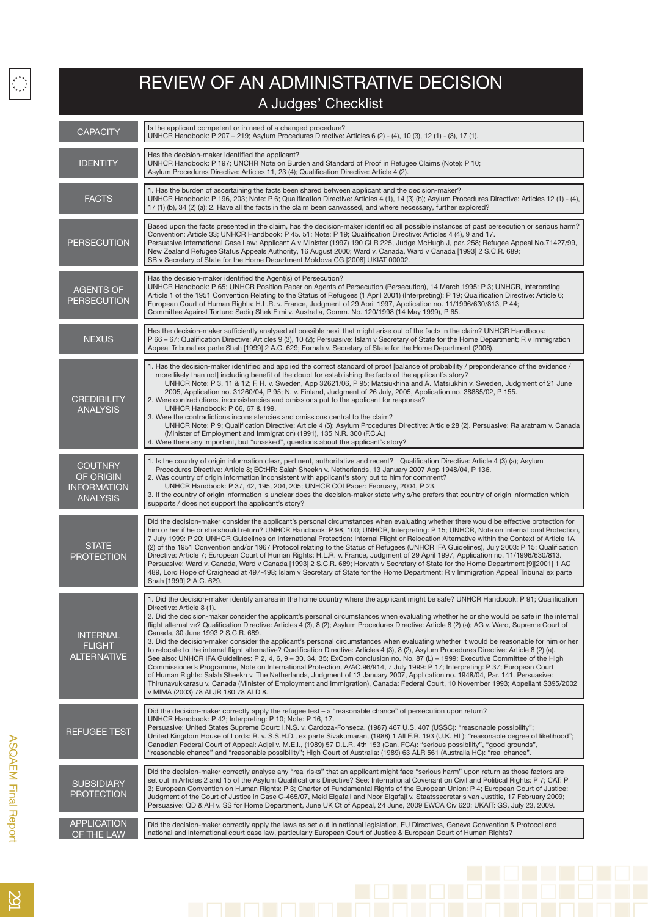# REVIEW OF AN ADMINISTRATIVE DECISION

## A Judges' Checklist

| | |
|---|---|
| CAPACITY | Is the applicant competent or in need of a changed procedure?<br>UNHCR Handbook: P 207 – 219; Asylum Procedures Directive: Articles 6 (2) - (4), 10 (3), 12 (1) - (3), 17 (1). |
| IDENTITY | Has the decision-maker identified the applicant?<br>UNHCR Handbook: P 197; UNCHR Note on Burden and Standard of Proof in Refugee Claims (Note): P 10;<br>Asylum Procedures Directive: Articles 11, 23 (4); Qualification Directive: Article 4 (2). |
| FACTS | 1. Has the burden of ascertaining the facts been shared between applicant and the decision-maker?<br>UNHCR Handbook: P 196, 203; Note: P 6; Qualification Directive: Articles 4 (1), 14 (3) (b); Asylum Procedures Directive: Articles 12 (1) - (4), 17 (1) (b), 34 (2) (a); 2. Have all the facts in the claim been canvassed, and where necessary, further explored? |
| PERSECUTION | Based upon the facts presented in the claim, has the decision-maker identified all possible instances of past persecution or serious harm?<br>Convention: Article 33; UNHCR Handbook: P 45. 51; Note: P 19; Qualification Directive: Articles 4 (4), 9 and 17.<br>Persuasive International Case Law: Applicant A v Minister (1997) 190 CLR 225, Judge McHugh J, par. 258; Refugee Appeal No.71427/99, New Zealand Refugee Status Appeals Authority, 16 August 2000; Ward v. Canada, Ward v Canada [1993] 2 S.C.R. 689;<br>SB v Secretary of State for the Home Department Moldova CG [2008] UKIAT 00002. |
| AGENTS OF PERSECUTION | Has the decision-maker identified the Agent(s) of Persecution?<br>UNHCR Handbook: P 65; UNHCR Position Paper on Agents of Persecution (Persecution), 14 March 1995: P 3; UNHCR, Interpreting Article 1 of the 1951 Convention Relating to the Status of Refugees (1 April 2001) (Interpreting): P 19; Qualification Directive: Article 6;<br>European Court of Human Rights: H.L.R. v. France, Judgment of 29 April 1997, Application no. 11/1996/630/813, P 44;<br>Committee Against Torture: Sadiq Shek Elmi v. Australia, Comm. No. 120/1998 (14 May 1999), P 65. |
| NEXUS | Has the decision-maker sufficiently analysed all possible nexii that might arise out of the facts in the claim? UNHCR Handbook:<br>P 66 – 67; Qualification Directive: Articles 9 (3), 10 (2); Persuasive: Islam v Secretary of State for the Home Department; R v Immigration Appeal Tribunal ex parte Shah [1999] 2 A.C. 629; Fornah v. Secretary of State for the Home Department (2006). |
| CREDIBILITY ANALYSIS | 1. Has the decision-maker identified and applied the correct standard of proof [balance of probability / preponderance of the evidence / more likely than not] including benefit of the doubt for establishing the facts of the applicant's story?<br>UNHCR Note: P 3, 11 & 12; F. H. v. Sweden, App 32621/06, P 95; Matsiukhina and A. Matsiukhin v. Sweden, Judgment of 21 June 2005, Application no. 31260/04, P 95; N. v. Finland, Judgment of 26 July, 2005, Application no. 38885/02, P 155.<br>2. Were contradictions, inconsistencies and omissions put to the applicant for response?<br>UNHCR Handbook: P 66, 67 & 199.<br>3. Were the contradictions inconsistencies and omissions central to the claim?<br>UNHCR Note: P 9; Qualification Directive: Article 4 (5); Asylum Procedures Directive: Article 28 (2). Persuasive: Rajaratnam v. Canada (Minister of Employment and Immigration) (1991), 135 N.R. 300 (F.C.A.)<br>4. Were there any important, but "unasked", questions about the applicant's story? |
| COUTNRY OF ORIGIN INFORMATION ANALYSIS | 1. Is the country of origin information clear, pertinent, authoritative and recent? Qualification Directive: Article 4 (3) (a); Asylum Procedures Directive: Article 8; ECtHR: Salah Sheekh v. Netherlands, 13 January 2007 App 1948/04, P 136.<br>2. Was country of origin information inconsistent with applicant's story put to him for comment?<br>UNHCR Handbook: P 37, 42, 195, 204, 205; UNHCR COI Paper: February, 2004, P 23.<br>3. If the country of origin information is unclear does the decision-maker state why s/he prefers that country of origin information which supports / does not support the applicant's story? |
| STATE PROTECTION | Did the decision-maker consider the applicant's personal circumstances when evaluating whether there would be effective protection for him or her if he or she should return? UNHCR Handbook: P 98, 100; UNHCR, Interpreting: P 15; UNHCR, Note on International Protection, 7 July 1999: P 20; UNHCR Guidelines on International Protection: Internal Flight or Relocation Alternative within the Context of Article 1A (2) of the 1951 Convention and/or 1967 Protocol relating to the Status of Refugees (UNHCR IFA Guidelines), July 2003: P 15; Qualification Directive: Article 7; European Court of Human Rights: H.L.R. v. France, Judgment of 29 April 1997, Application no. 11/1996/630/813.<br>Persuasive: Ward v. Canada, Ward v Canada [1993] 2 S.C.R. 689; Horvath v Secretary of State for the Home Department [9][2001] 1 AC 489, Lord Hope of Craighead at 497-498; Islam v Secretary of State for the Home Department; R v Immigration Appeal Tribunal ex parte Shah [1999] 2 A.C. 629. |
| INTERNAL FLIGHT ALTERNATIVE | 1. Did the decision-maker identify an area in the home country where the applicant might be safe? UNHCR Handbook: P 91; Qualification Directive: Article 8 (1).<br>2. Did the decision-maker consider the applicant's personal circumstances when evaluating whether he or she would be safe in the internal flight alternative? Qualification Directive: Articles 4 (3), 8 (2); Asylum Procedures Directive: Article 8 (2) (a); AG v. Ward, Supreme Court of Canada, 30 June 1993 2 S.C.R. 689.<br>3. Did the decision-maker consider the applicant's personal circumstances when evaluating whether it would be reasonable for him or her to relocate to the internal flight alternative? Qualification Directive: Articles 4 (3), 8 (2), Asylum Procedures Directive: Article 8 (2) (a).<br>See also: UNHCR IFA Guidelines: P 2, 4, 6, 9 – 30, 34, 35; ExCom conclusion no. 87 (L) – 1999; Executive Committee of the High Commissioner's Programme, Note on International Protection, A/AC.96/914, 7 July 1999: P 17; Interpreting: P 37; European Court of Human Rights: Salah Sheekh v. The Netherlands, Judgment of 13 January 2007, Application no. 1948/04, Par. 141. Persuasive: Thirunavukkarasu v. Canada (Minister of Employment and Immigration), Canada: Federal Court, 10 November 1993; Appellant S395/2002 v MIMA (2003) 78 ALJR 180 78 ALD 8. |
| REFUGEE TEST | Did the decision-maker correctly apply the refugee test – a "reasonable chance" of persecution upon return?<br>UNHCR Handbook: P 42; Interpreting: P 10; Note: P 16, 17.<br>Persuasive: United States Supreme Court: I.N.S. v. Cardoza-Fonseca, (1987) 467 U.S. 407 (USSC): "reasonable possibility";<br>United Kingdom House of Lords: R. v. S.S.H.D., ex parte Sivakumaran, (1988) 1 All E.R. 193 (U.K. HL): "reasonable degree of likelihood";<br>Canadian Federal Court of Appeal: Adjei v. M.E.I., (1989) 57 D.L.R. 4th 153 (Can. FCA): "serious possibility", "good grounds", "reasonable chance" and "reasonable possibility"; High Court of Australia: (1989) 63 ALR 561 (Australia HC): "real chance". |
| SUBSIDIARY PROTECTION | Did the decision-maker correctly analyse any "real risks" that an applicant might face "serious harm" upon return as those factors are set out in Articles 2 and 15 of the Asylum Qualifications Directive? See: International Covenant on Civil and Political Rights: P 7; CAT: P 3; European Convention on Human Rights: P 3; Charter of Fundamental Rights of the European Union: P 4; European Court of Justice: Judgment of the Court of Justice in Case C-465/07, Meki Elgafaji and Noor Elgafaji v. Staatssecretaris van Justitie, 17 February 2009;<br>Persuasive: QD & AH v. SS for Home Department, June UK Ct of Appeal, 24 June, 2009 EWCA Civ 620; UKAIT: GS, July 23, 2009. |
| APPLICATION OF THE LAW | Did the decision-maker correctly apply the laws as set out in national legislation, EU Directives, Geneva Convention & Protocol and national and international court case law, particularly European Court of Justice & European Court of Human Rights? |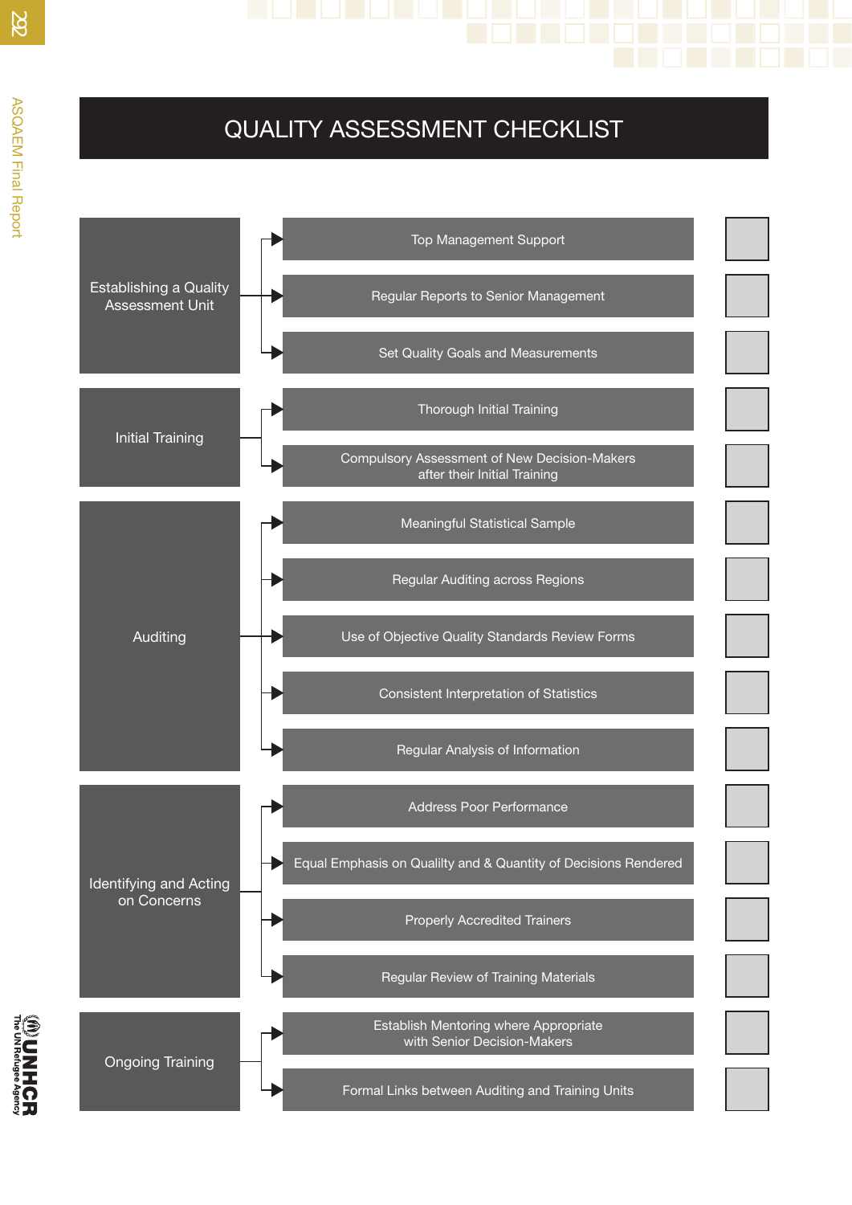# QUALITY ASSESSMENT CHECKLIST

| Category | Item | |
|---|---|---|
| Establishing a Quality Assessment Unit | Top Management Support | ☐ |
| | Regular Reports to Senior Management | ☐ |
| | Set Quality Goals and Measurements | ☐ |
| Initial Training | Thorough Initial Training | ☐ |
| | Compulsory Assessment of New Decision-Makers after their Initial Training | ☐ |
| Auditing | Meaningful Statistical Sample | ☐ |
| | Regular Auditing across Regions | ☐ |
| | Use of Objective Quality Standards Review Forms | ☐ |
| | Consistent Interpretation of Statistics | ☐ |
| | Regular Analysis of Information | ☐ |
| Identifying and Acting on Concerns | Address Poor Performance | ☐ |
| | Equal Emphasis on Quality and & Quantity of Decisions Rendered | ☐ |
| | Properly Accredited Trainers | ☐ |
| | Regular Review of Training Materials | ☐ |
| Ongoing Training | Establish Mentoring where Appropriate with Senior Decision-Makers | ☐ |
| | Formal Links between Auditing and Training Units | ☐ |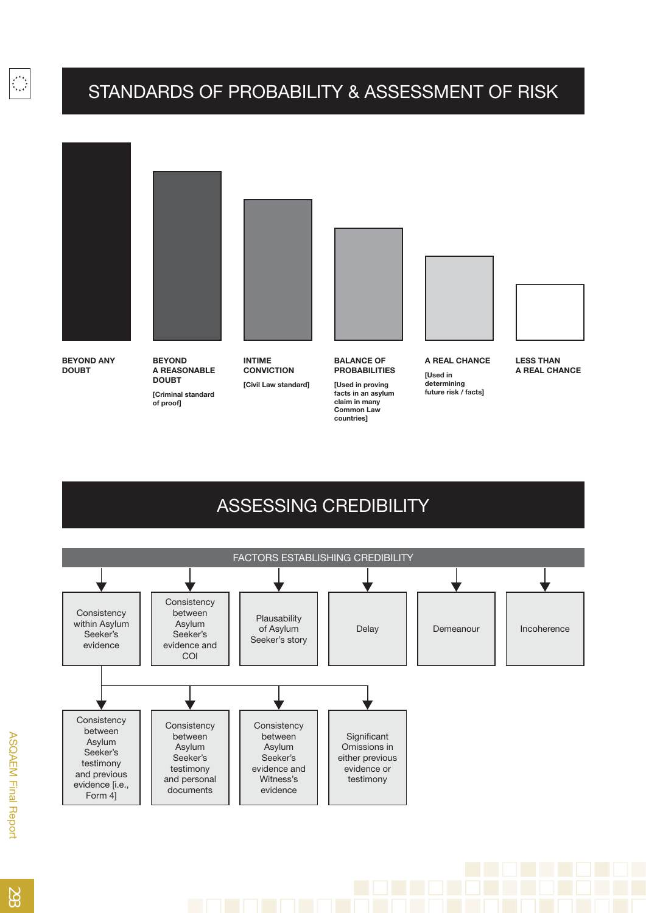# STANDARDS OF PROBABILITY & ASSESSMENT OF RISK

**BEYOND ANY DOUBT**

**BEYOND A REASONABLE DOUBT**

**[Criminal standard of proof]**

**INTIME CONVICTION**

**[Civil Law standard]**

**BALANCE OF PROBABILITIES**

**[Used in proving facts in an asylum claim in many Common Law countries]**

**A REAL CHANCE**

**[Used in determining future risk / facts]**

**LESS THAN A REAL CHANCE**

# ASSESSING CREDIBILITY

## FACTORS ESTABLISHING CREDIBILITY

- Consistency within Asylum Seeker's evidence
  - Consistency between Asylum Seeker's testimony and previous evidence [i.e., Form 4]
  - Consistency between Asylum Seeker's testimony and personal documents
  - Consistency between Asylum Seeker's evidence and Witness's evidence
  - Significant Omissions in either previous evidence or testimony
- Consistency between Asylum Seeker's evidence and COI
- Plausability of Asylum Seeker's story
- Delay
- Demeanour
- Incoherence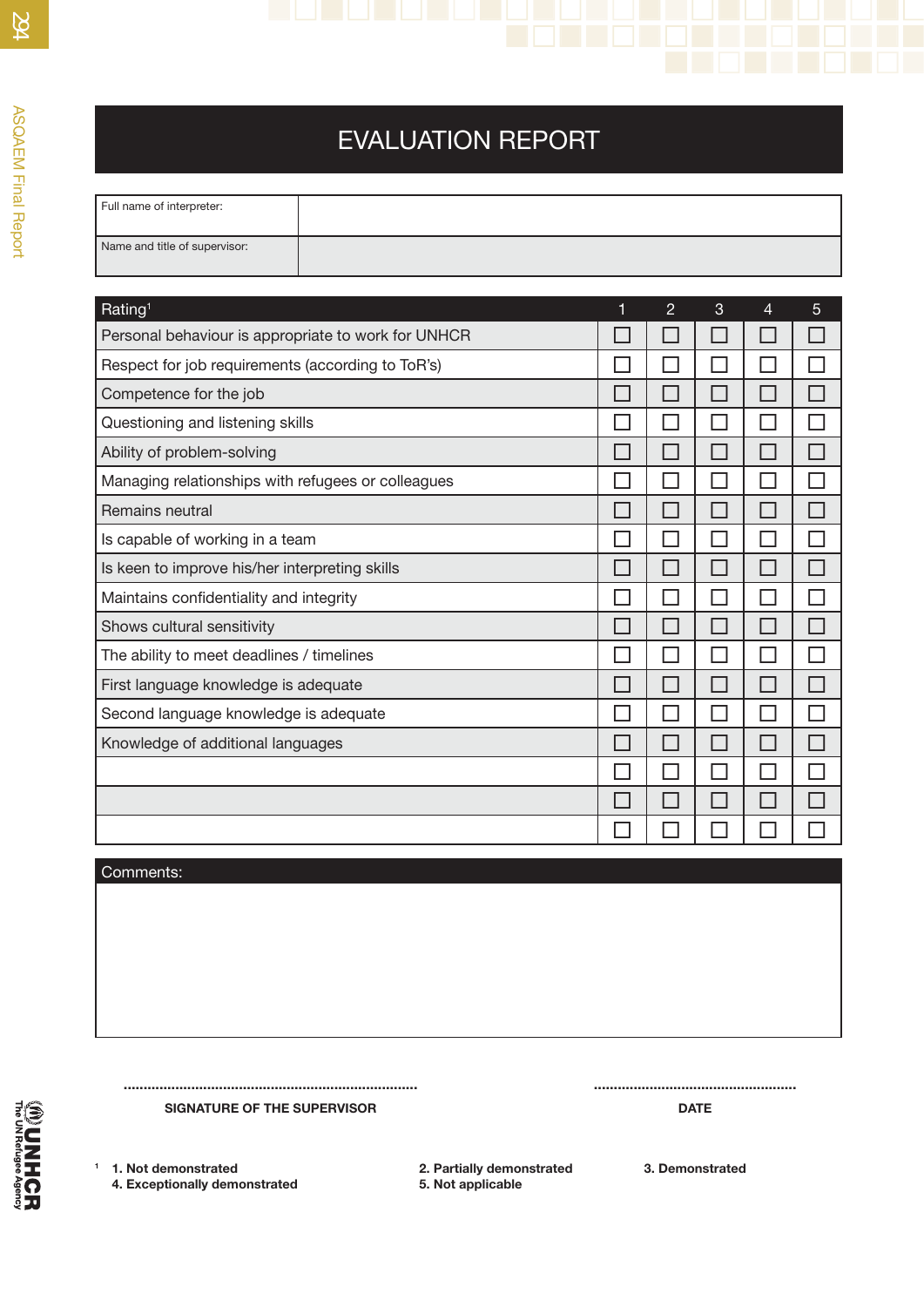# EVALUATION REPORT

| | |
|---|---|
| Full name of interpreter: | |
| Name and title of supervisor: | |

| Rating[1] | 1 | 2 | 3 | 4 | 5 |
|---|---|---|---|---|---|
| Personal behaviour is appropriate to work for UNHCR | ☐ | ☐ | ☐ | ☐ | ☐ |
| Respect for job requirements (according to ToR's) | ☐ | ☐ | ☐ | ☐ | ☐ |
| Competence for the job | ☐ | ☐ | ☐ | ☐ | ☐ |
| Questioning and listening skills | ☐ | ☐ | ☐ | ☐ | ☐ |
| Ability of problem-solving | ☐ | ☐ | ☐ | ☐ | ☐ |
| Managing relationships with refugees or colleagues | ☐ | ☐ | ☐ | ☐ | ☐ |
| Remains neutral | ☐ | ☐ | ☐ | ☐ | ☐ |
| Is capable of working in a team | ☐ | ☐ | ☐ | ☐ | ☐ |
| Is keen to improve his/her interpreting skills | ☐ | ☐ | ☐ | ☐ | ☐ |
| Maintains confidentiality and integrity | ☐ | ☐ | ☐ | ☐ | ☐ |
| Shows cultural sensitivity | ☐ | ☐ | ☐ | ☐ | ☐ |
| The ability to meet deadlines / timelines | ☐ | ☐ | ☐ | ☐ | ☐ |
| First language knowledge is adequate | ☐ | ☐ | ☐ | ☐ | ☐ |
| Second language knowledge is adequate | ☐ | ☐ | ☐ | ☐ | ☐ |
| Knowledge of additional languages | ☐ | ☐ | ☐ | ☐ | ☐ |
| | ☐ | ☐ | ☐ | ☐ | ☐ |
| | ☐ | ☐ | ☐ | ☐ | ☐ |
| | ☐ | ☐ | ☐ | ☐ | ☐ |

Comments:

.......................................................................................

**SIGNATURE OF THE SUPERVISOR**

...................................................................

**DATE**

[1] **1. Not demonstrated** **2. Partially demonstrated** **3. Demonstrated** **4. Exceptionally demonstrated** **5. Not applicable**